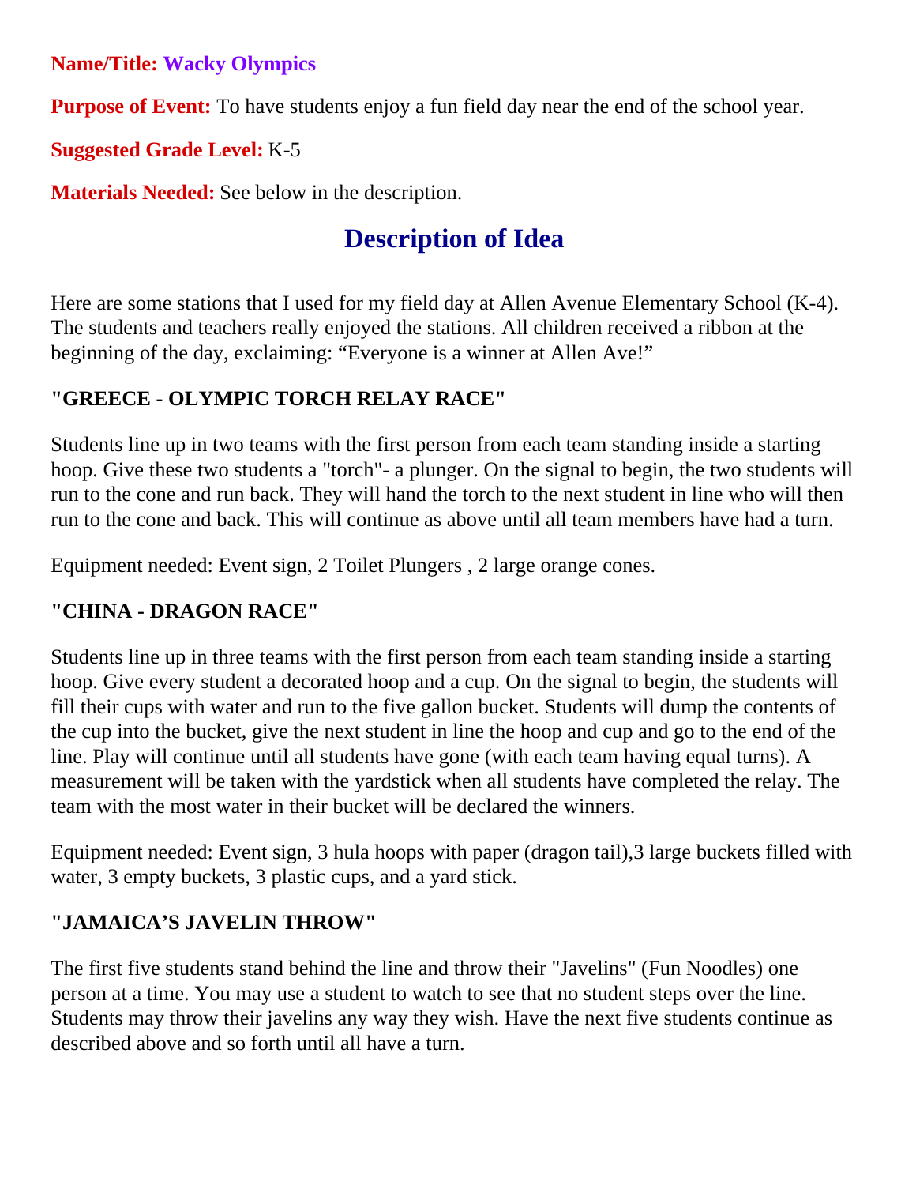**Name/Title:** **Wacky Olympics**

**Purpose of Event:** To have students enjoy a fun field day near the end of the school year.

**Suggested Grade Level:** K-5

**Materials Needed:** See below in the description.

## Description of Idea

Here are some stations that I used for my field day at Allen Avenue Elementary School (K-4). The students and teachers really enjoyed the stations. All children received a ribbon at the beginning of the day, exclaiming: "Everyone is a winner at Allen Ave!"

### "GREECE - OLYMPIC TORCH RELAY RACE"

Students line up in two teams with the first person from each team standing inside a starting hoop. Give these two students a "torch"- a plunger. On the signal to begin, the two students will run to the cone and run back. They will hand the torch to the next student in line who will then run to the cone and back. This will continue as above until all team members have had a turn.

Equipment needed: Event sign, 2 Toilet Plungers , 2 large orange cones.

### "CHINA - DRAGON RACE"

Students line up in three teams with the first person from each team standing inside a starting hoop. Give every student a decorated hoop and a cup. On the signal to begin, the students will fill their cups with water and run to the five gallon bucket. Students will dump the contents of the cup into the bucket, give the next student in line the hoop and cup and go to the end of the line. Play will continue until all students have gone (with each team having equal turns). A measurement will be taken with the yardstick when all students have completed the relay. The team with the most water in their bucket will be declared the winners.

Equipment needed: Event sign, 3 hula hoops with paper (dragon tail),3 large buckets filled with water, 3 empty buckets, 3 plastic cups, and a yard stick.

### "JAMAICA'S JAVELIN THROW"

The first five students stand behind the line and throw their "Javelins" (Fun Noodles) one person at a time. You may use a student to watch to see that no student steps over the line. Students may throw their javelins any way they wish. Have the next five students continue as described above and so forth until all have a turn.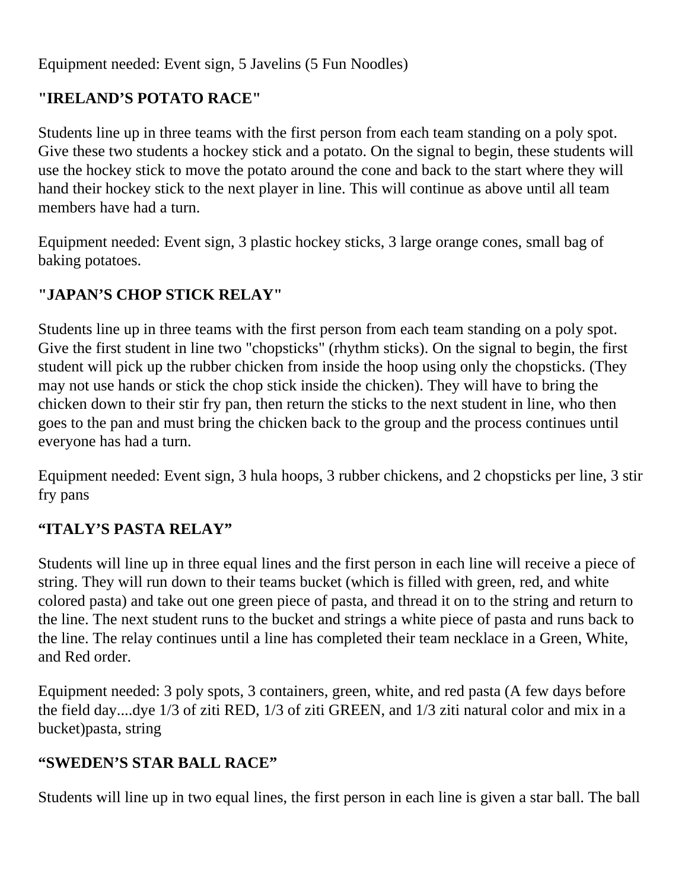Equipment needed: Event sign, 5 Javelins (5 Fun Noodles)

### "IRELAND'S POTATO RACE"

Students line up in three teams with the first person from each team standing on a poly spot. Give these two students a hockey stick and a potato. On the signal to begin, these students will use the hockey stick to move the potato around the cone and back to the start where they will hand their hockey stick to the next player in line. This will continue as above until all team members have had a turn.

Equipment needed: Event sign, 3 plastic hockey sticks, 3 large orange cones, small bag of baking potatoes.

### "JAPAN'S CHOP STICK RELAY"

Students line up in three teams with the first person from each team standing on a poly spot. Give the first student in line two "chopsticks" (rhythm sticks). On the signal to begin, the first student will pick up the rubber chicken from inside the hoop using only the chopsticks. (They may not use hands or stick the chop stick inside the chicken). They will have to bring the chicken down to their stir fry pan, then return the sticks to the next student in line, who then goes to the pan and must bring the chicken back to the group and the process continues until everyone has had a turn.

Equipment needed: Event sign, 3 hula hoops, 3 rubber chickens, and 2 chopsticks per line, 3 stir fry pans

### "ITALY'S PASTA RELAY"

Students will line up in three equal lines and the first person in each line will receive a piece of string. They will run down to their teams bucket (which is filled with green, red, and white colored pasta) and take out one green piece of pasta, and thread it on to the string and return to the line. The next student runs to the bucket and strings a white piece of pasta and runs back to the line. The relay continues until a line has completed their team necklace in a Green, White, and Red order.

Equipment needed: 3 poly spots, 3 containers, green, white, and red pasta (A few days before the field day....dye 1/3 of ziti RED, 1/3 of ziti GREEN, and 1/3 ziti natural color and mix in a bucket)pasta, string

### "SWEDEN'S STAR BALL RACE"

Students will line up in two equal lines, the first person in each line is given a star ball. The ball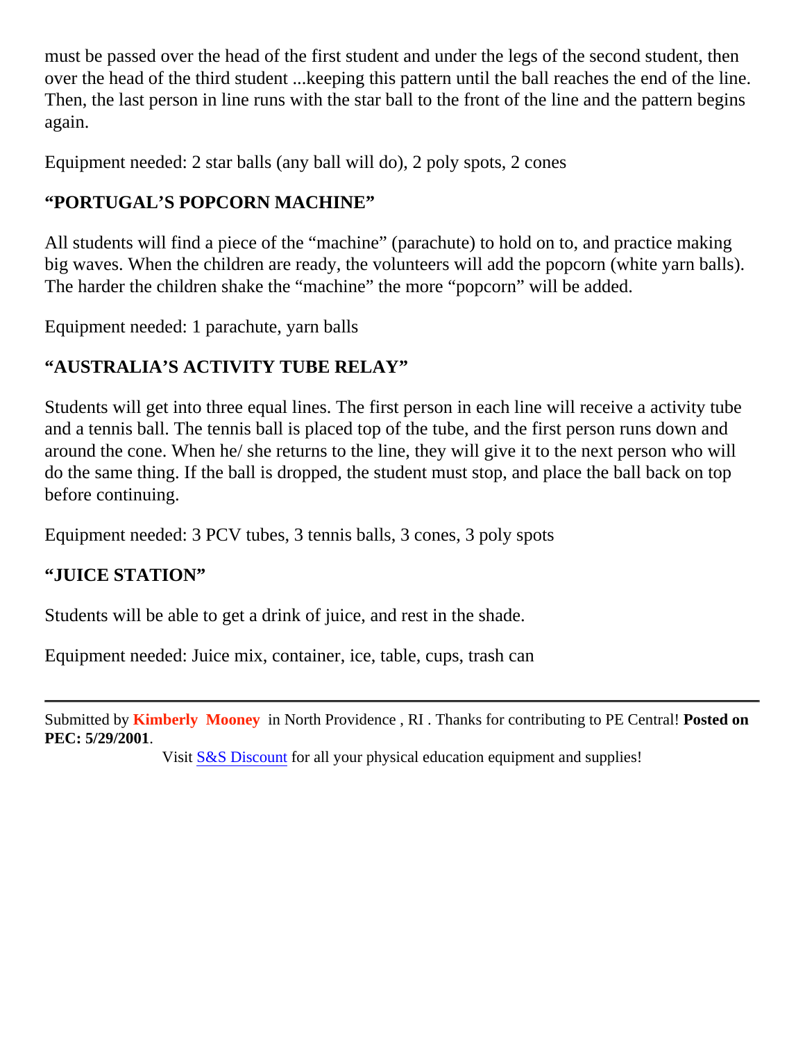must be passed over the head of the first student and under the legs of the second student, then over the head of the third student ...keeping this pattern until the ball reaches the end of the line. Then, the last person in line runs with the star ball to the front of the line and the pattern begins again.

Equipment needed: 2 star balls (any ball will do), 2 poly spots, 2 cones

**“PORTUGAL’S POPCORN MACHINE”**

All students will find a piece of the “machine” (parachute) to hold on to, and practice making big waves. When the children are ready, the volunteers will add the popcorn (white yarn balls). The harder the children shake the “machine” the more “popcorn” will be added.

Equipment needed: 1 parachute, yarn balls

**“AUSTRALIA’S ACTIVITY TUBE RELAY”**

Students will get into three equal lines. The first person in each line will receive a activity tube and a tennis ball. The tennis ball is placed top of the tube, and the first person runs down and around the cone. When he/ she returns to the line, they will give it to the next person who will do the same thing. If the ball is dropped, the student must stop, and place the ball back on top before continuing.

Equipment needed: 3 PCV tubes, 3 tennis balls, 3 cones, 3 poly spots

**“JUICE STATION”**

Students will be able to get a drink of juice, and rest in the shade.

Equipment needed: Juice mix, container, ice, table, cups, trash can

---

Submitted by **Kimberly Mooney** in North Providence , RI . Thanks for contributing to PE Central! **Posted on PEC: 5/29/2001**.

Visit S&S Discount for all your physical education equipment and supplies!